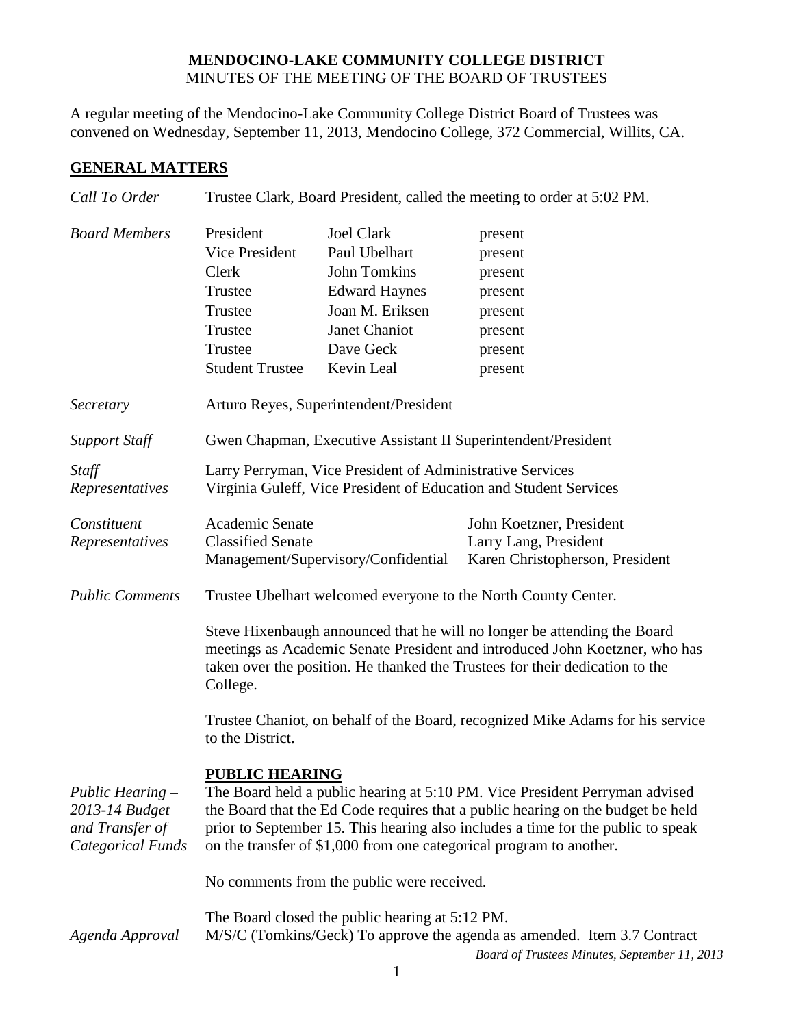**MENDOCINO-LAKE COMMUNITY COLLEGE DISTRICT**
MINUTES OF THE MEETING OF THE BOARD OF TRUSTEES

A regular meeting of the Mendocino-Lake Community College District Board of Trustees was convened on Wednesday, September 11, 2013, Mendocino College, 372 Commercial, Willits, CA.

## GENERAL MATTERS

*Call To Order* — Trustee Clark, Board President, called the meeting to order at 5:02 PM.

*Board Members*

| | | |
|---|---|---|
| President | Joel Clark | present |
| Vice President | Paul Ubelhart | present |
| Clerk | John Tomkins | present |
| Trustee | Edward Haynes | present |
| Trustee | Joan M. Eriksen | present |
| Trustee | Janet Chaniot | present |
| Trustee | Dave Geck | present |
| Student Trustee | Kevin Leal | present |

*Secretary* — Arturo Reyes, Superintendent/President

*Support Staff* — Gwen Chapman, Executive Assistant II Superintendent/President

*Staff Representatives* — Larry Perryman, Vice President of Administrative Services
Virginia Guleff, Vice President of Education and Student Services

*Constituent Representatives*

| | |
|---|---|
| Academic Senate | John Koetzner, President |
| Classified Senate | Larry Lang, President |
| Management/Supervisory/Confidential | Karen Christopherson, President |

*Public Comments* — Trustee Ubelhart welcomed everyone to the North County Center.

Steve Hixenbaugh announced that he will no longer be attending the Board meetings as Academic Senate President and introduced John Koetzner, who has taken over the position. He thanked the Trustees for their dedication to the College.

Trustee Chaniot, on behalf of the Board, recognized Mike Adams for his service to the District.

**PUBLIC HEARING**

*Public Hearing – 2013-14 Budget and Transfer of Categorical Funds* — The Board held a public hearing at 5:10 PM. Vice President Perryman advised the Board that the Ed Code requires that a public hearing on the budget be held prior to September 15. This hearing also includes a time for the public to speak on the transfer of $1,000 from one categorical program to another.

No comments from the public were received.

The Board closed the public hearing at 5:12 PM.

*Agenda Approval* — M/S/C (Tomkins/Geck) To approve the agenda as amended. Item 3.7 Contract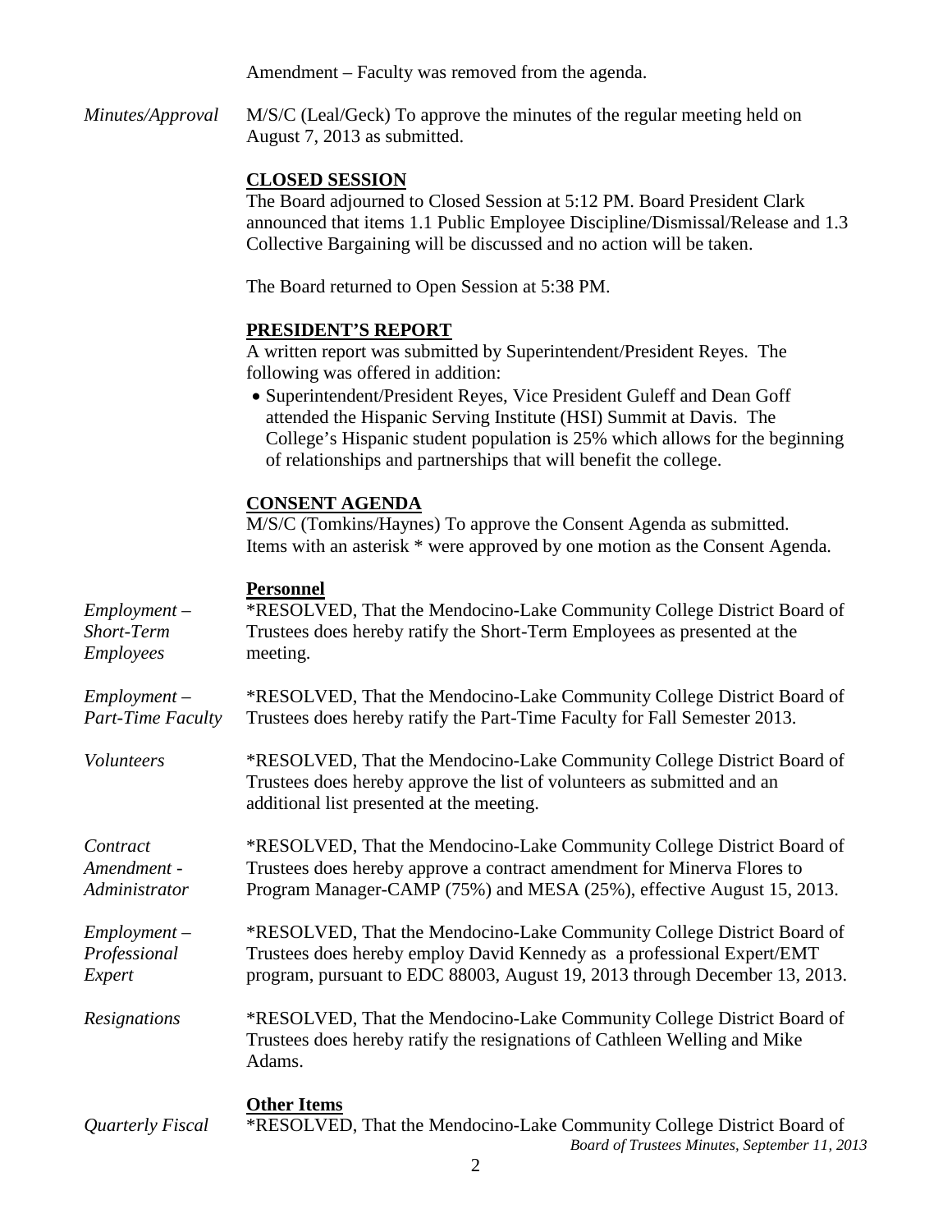Amendment – Faculty was removed from the agenda.

*Minutes/Approval* M/S/C (Leal/Geck) To approve the minutes of the regular meeting held on August 7, 2013 as submitted.

## CLOSED SESSION

The Board adjourned to Closed Session at 5:12 PM. Board President Clark announced that items 1.1 Public Employee Discipline/Dismissal/Release and 1.3 Collective Bargaining will be discussed and no action will be taken.

The Board returned to Open Session at 5:38 PM.

## PRESIDENT'S REPORT

A written report was submitted by Superintendent/President Reyes. The following was offered in addition:

- Superintendent/President Reyes, Vice President Guleff and Dean Goff attended the Hispanic Serving Institute (HSI) Summit at Davis. The College's Hispanic student population is 25% which allows for the beginning of relationships and partnerships that will benefit the college.

## CONSENT AGENDA

M/S/C (Tomkins/Haynes) To approve the Consent Agenda as submitted. Items with an asterisk * were approved by one motion as the Consent Agenda.

### Personnel

*Employment – Short-Term Employees* *RESOLVED, That the Mendocino-Lake Community College District Board of Trustees does hereby ratify the Short-Term Employees as presented at the meeting.

*Employment – Part-Time Faculty* *RESOLVED, That the Mendocino-Lake Community College District Board of Trustees does hereby ratify the Part-Time Faculty for Fall Semester 2013.

*Volunteers* *RESOLVED, That the Mendocino-Lake Community College District Board of Trustees does hereby approve the list of volunteers as submitted and an additional list presented at the meeting.

*Contract Amendment - Administrator* *RESOLVED, That the Mendocino-Lake Community College District Board of Trustees does hereby approve a contract amendment for Minerva Flores to Program Manager-CAMP (75%) and MESA (25%), effective August 15, 2013.

*Employment – Professional Expert* *RESOLVED, That the Mendocino-Lake Community College District Board of Trustees does hereby employ David Kennedy as a professional Expert/EMT program, pursuant to EDC 88003, August 19, 2013 through December 13, 2013.

*Resignations* *RESOLVED, That the Mendocino-Lake Community College District Board of Trustees does hereby ratify the resignations of Cathleen Welling and Mike Adams.

### Other Items

*Quarterly Fiscal* *RESOLVED, That the Mendocino-Lake Community College District Board of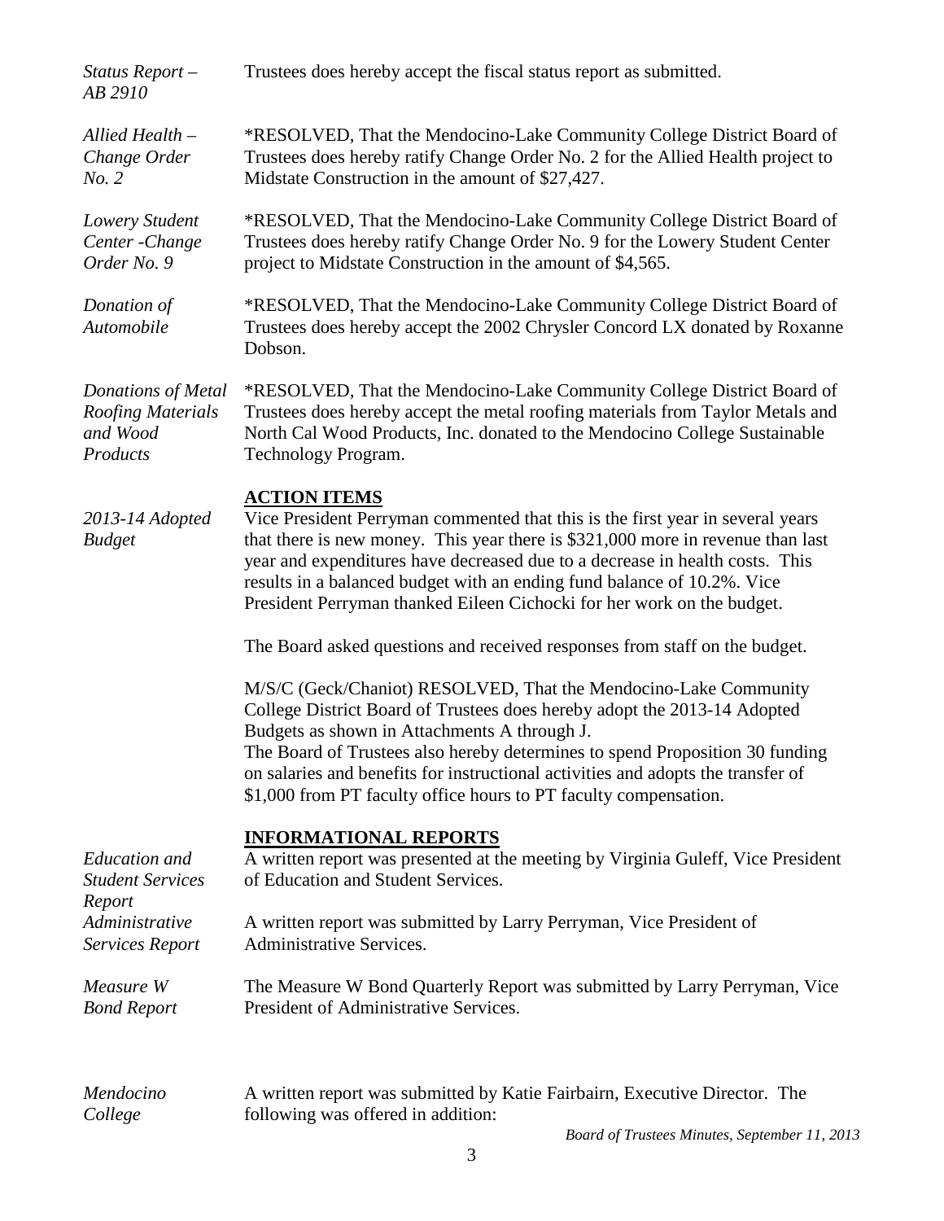*Status Report – AB 2910*

Trustees does hereby accept the fiscal status report as submitted.

*Allied Health – Change Order No. 2*

*RESOLVED, That the Mendocino-Lake Community College District Board of Trustees does hereby ratify Change Order No. 2 for the Allied Health project to Midstate Construction in the amount of $27,427.

*Lowery Student Center -Change Order No. 9*

*RESOLVED, That the Mendocino-Lake Community College District Board of Trustees does hereby ratify Change Order No. 9 for the Lowery Student Center project to Midstate Construction in the amount of $4,565.

*Donation of Automobile*

*RESOLVED, That the Mendocino-Lake Community College District Board of Trustees does hereby accept the 2002 Chrysler Concord LX donated by Roxanne Dobson.

*Donations of Metal Roofing Materials and Wood Products*

*RESOLVED, That the Mendocino-Lake Community College District Board of Trustees does hereby accept the metal roofing materials from Taylor Metals and North Cal Wood Products, Inc. donated to the Mendocino College Sustainable Technology Program.

## ACTION ITEMS

*2013-14 Adopted Budget*

Vice President Perryman commented that this is the first year in several years that there is new money. This year there is $321,000 more in revenue than last year and expenditures have decreased due to a decrease in health costs. This results in a balanced budget with an ending fund balance of 10.2%. Vice President Perryman thanked Eileen Cichocki for her work on the budget.

The Board asked questions and received responses from staff on the budget.

M/S/C (Geck/Chaniot) RESOLVED, That the Mendocino-Lake Community College District Board of Trustees does hereby adopt the 2013-14 Adopted Budgets as shown in Attachments A through J.
The Board of Trustees also hereby determines to spend Proposition 30 funding on salaries and benefits for instructional activities and adopts the transfer of $1,000 from PT faculty office hours to PT faculty compensation.

## INFORMATIONAL REPORTS

*Education and Student Services Report*

A written report was presented at the meeting by Virginia Guleff, Vice President of Education and Student Services.

*Administrative Services Report*

A written report was submitted by Larry Perryman, Vice President of Administrative Services.

*Measure W Bond Report*

The Measure W Bond Quarterly Report was submitted by Larry Perryman, Vice President of Administrative Services.

*Mendocino College*

A written report was submitted by Katie Fairbairn, Executive Director. The following was offered in addition: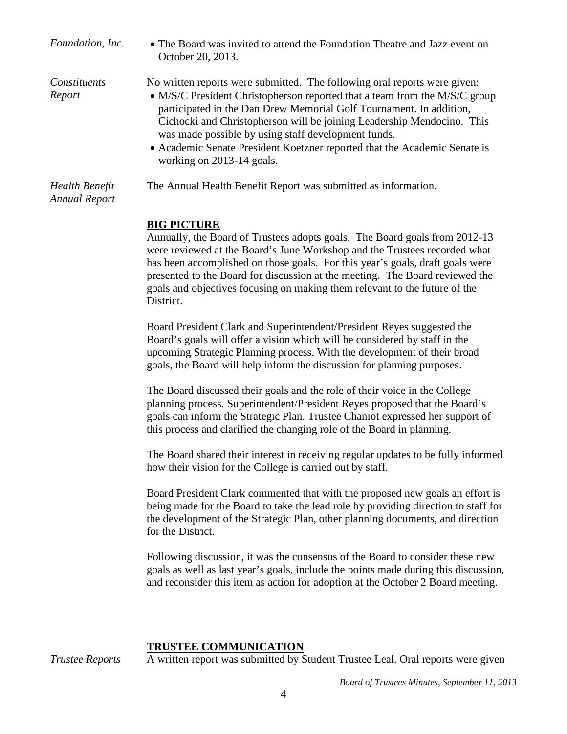*Foundation, Inc.*

- The Board was invited to attend the Foundation Theatre and Jazz event on October 20, 2013.

*Constituents Report*

No written reports were submitted. The following oral reports were given:

- M/S/C President Christopherson reported that a team from the M/S/C group participated in the Dan Drew Memorial Golf Tournament. In addition, Cichocki and Christopherson will be joining Leadership Mendocino. This was made possible by using staff development funds.
- Academic Senate President Koetzner reported that the Academic Senate is working on 2013-14 goals.

*Health Benefit Annual Report*

The Annual Health Benefit Report was submitted as information.

## BIG PICTURE

Annually, the Board of Trustees adopts goals. The Board goals from 2012-13 were reviewed at the Board's June Workshop and the Trustees recorded what has been accomplished on those goals. For this year's goals, draft goals were presented to the Board for discussion at the meeting. The Board reviewed the goals and objectives focusing on making them relevant to the future of the District.

Board President Clark and Superintendent/President Reyes suggested the Board's goals will offer a vision which will be considered by staff in the upcoming Strategic Planning process. With the development of their broad goals, the Board will help inform the discussion for planning purposes.

The Board discussed their goals and the role of their voice in the College planning process. Superintendent/President Reyes proposed that the Board's goals can inform the Strategic Plan. Trustee Chaniot expressed her support of this process and clarified the changing role of the Board in planning.

The Board shared their interest in receiving regular updates to be fully informed how their vision for the College is carried out by staff.

Board President Clark commented that with the proposed new goals an effort is being made for the Board to take the lead role by providing direction to staff for the development of the Strategic Plan, other planning documents, and direction for the District.

Following discussion, it was the consensus of the Board to consider these new goals as well as last year's goals, include the points made during this discussion, and reconsider this item as action for adoption at the October 2 Board meeting.

## TRUSTEE COMMUNICATION

*Trustee Reports*

A written report was submitted by Student Trustee Leal. Oral reports were given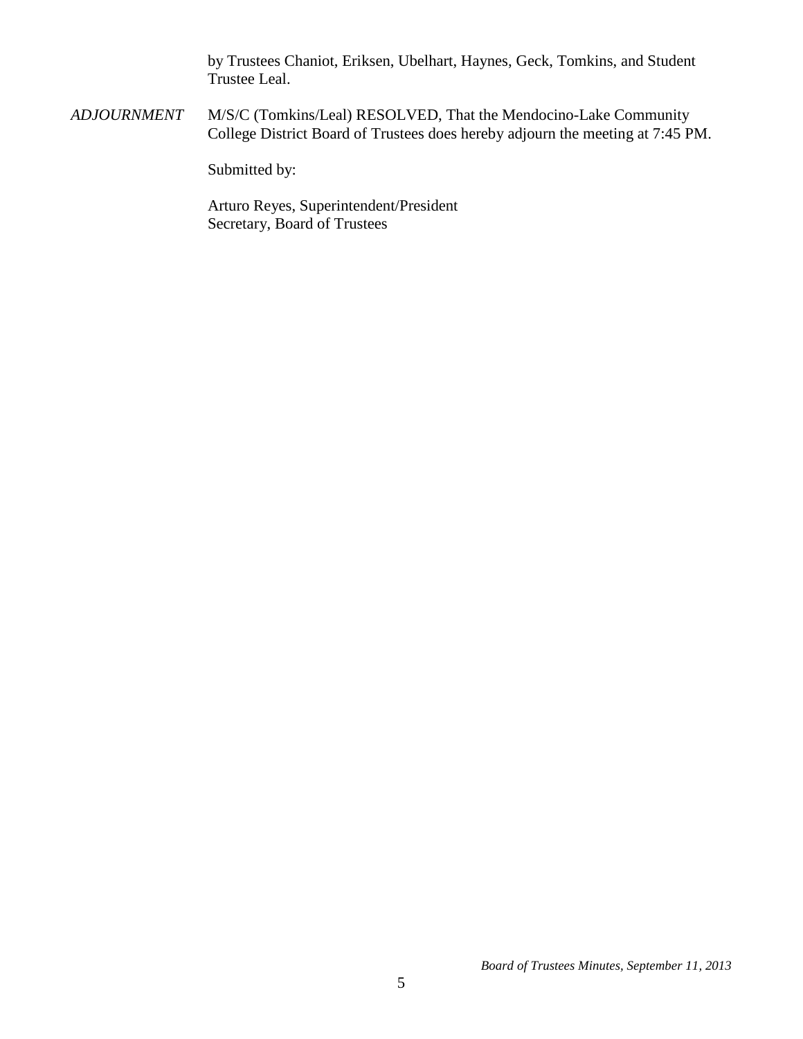by Trustees Chaniot, Eriksen, Ubelhart, Haynes, Geck, Tomkins, and Student Trustee Leal.

*ADJOURNMENT* M/S/C (Tomkins/Leal) RESOLVED, That the Mendocino-Lake Community College District Board of Trustees does hereby adjourn the meeting at 7:45 PM.

Submitted by:

Arturo Reyes, Superintendent/President
Secretary, Board of Trustees